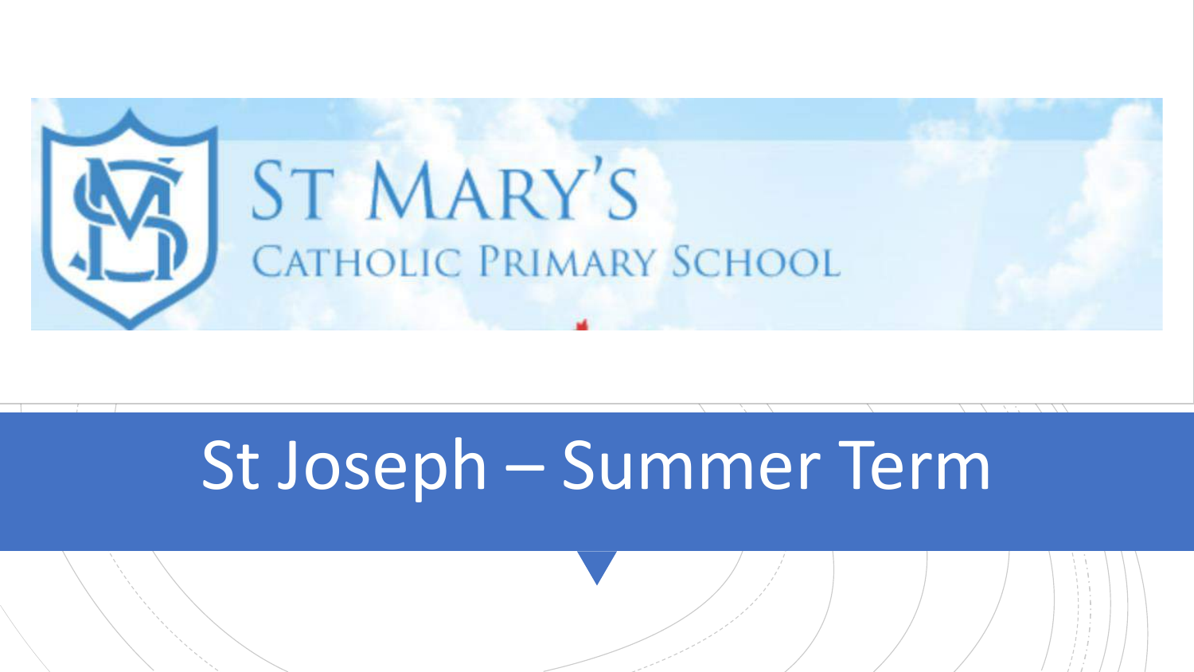ST MARY'S

CATHOLIC PRIMARY SCHOOL

# St Joseph – Summer Term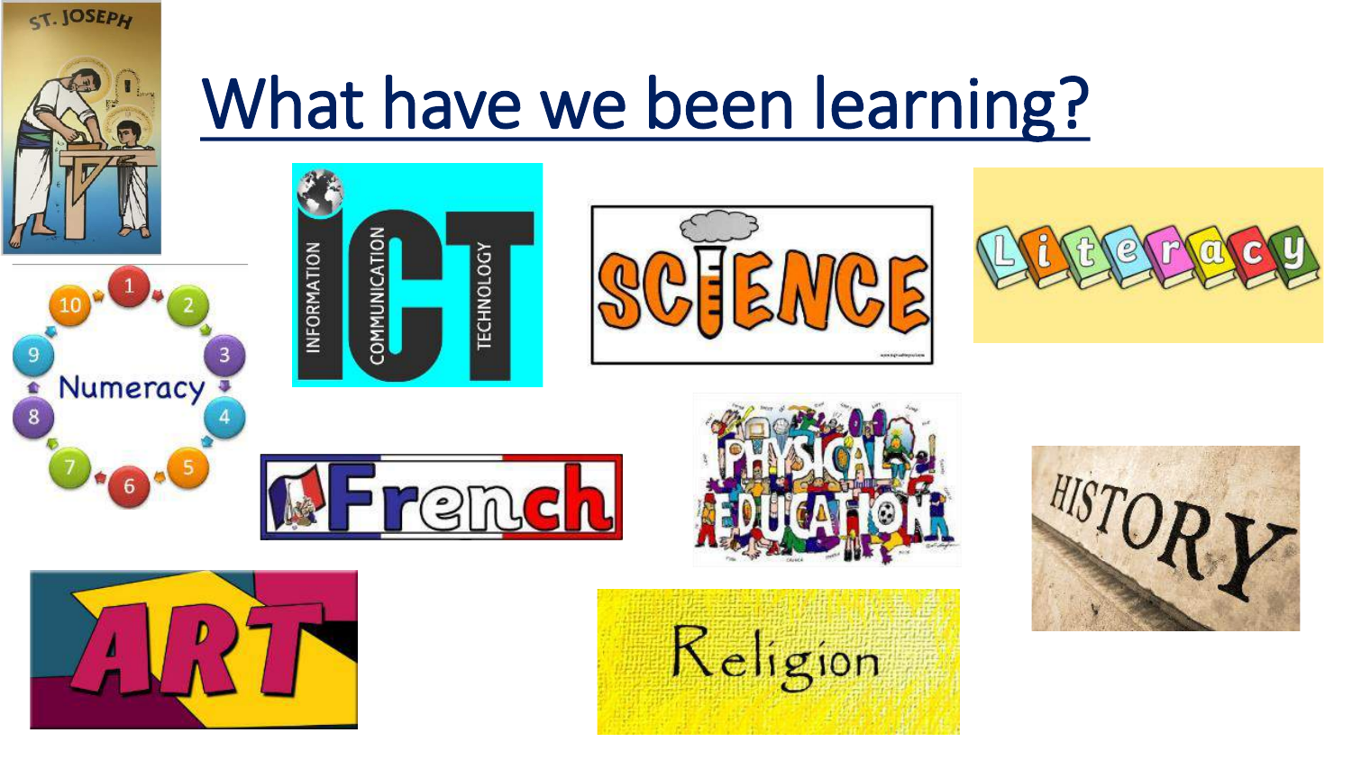# What have we been learning?

ST. JOSEPH

INFORMATION COMMUNICATION TECHNOLOGY ICT

SCIENCE

Literacy

Numeracy

French

PHYSICAL EDUCATION

HISTORY

ART

Religion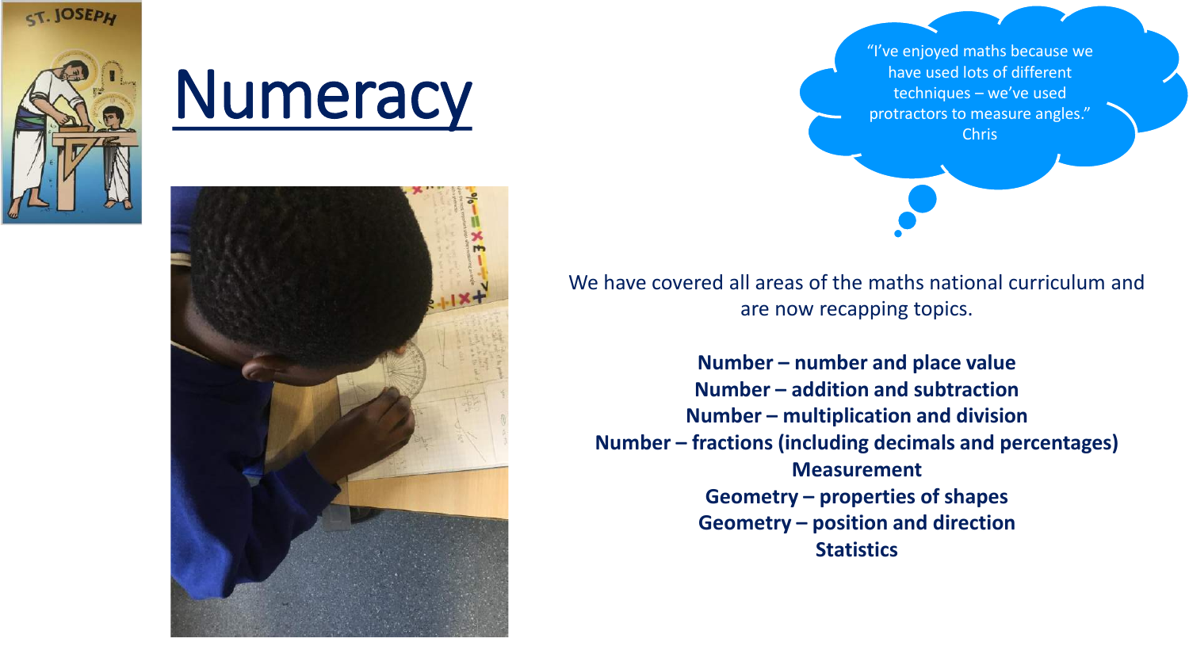# Numeracy

"I've enjoyed maths because we have used lots of different techniques – we've used protractors to measure angles."
Chris

We have covered all areas of the maths national curriculum and are now recapping topics.

**Number – number and place value**
**Number – addition and subtraction**
**Number – multiplication and division**
**Number – fractions (including decimals and percentages)**
**Measurement**
**Geometry – properties of shapes**
**Geometry – position and direction**
**Statistics**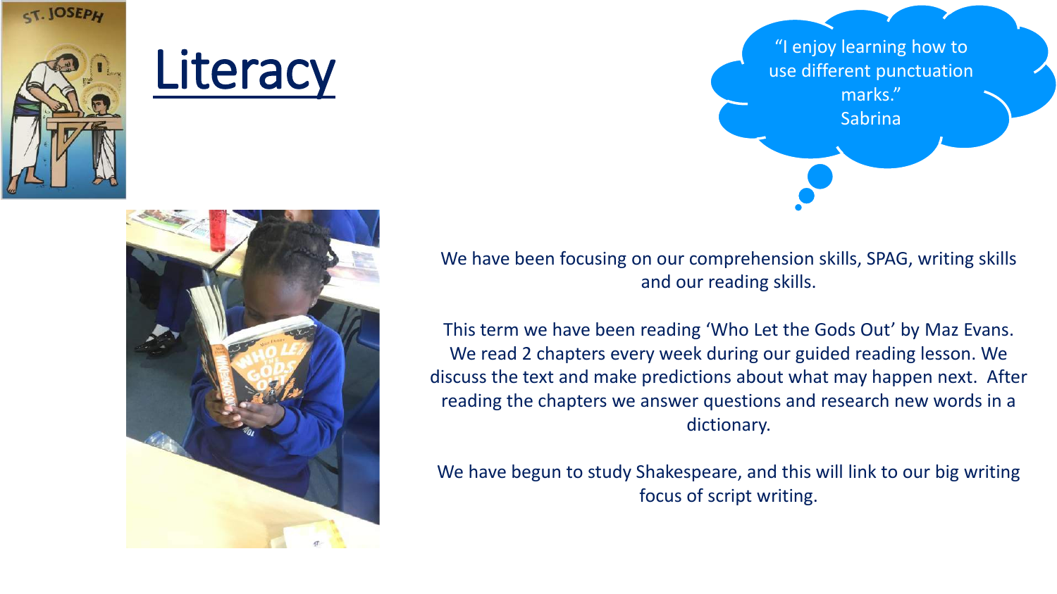# Literacy

"I enjoy learning how to use different punctuation marks."
Sabrina

We have been focusing on our comprehension skills, SPAG, writing skills and our reading skills.

This term we have been reading 'Who Let the Gods Out' by Maz Evans. We read 2 chapters every week during our guided reading lesson. We discuss the text and make predictions about what may happen next. After reading the chapters we answer questions and research new words in a dictionary.

We have begun to study Shakespeare, and this will link to our big writing focus of script writing.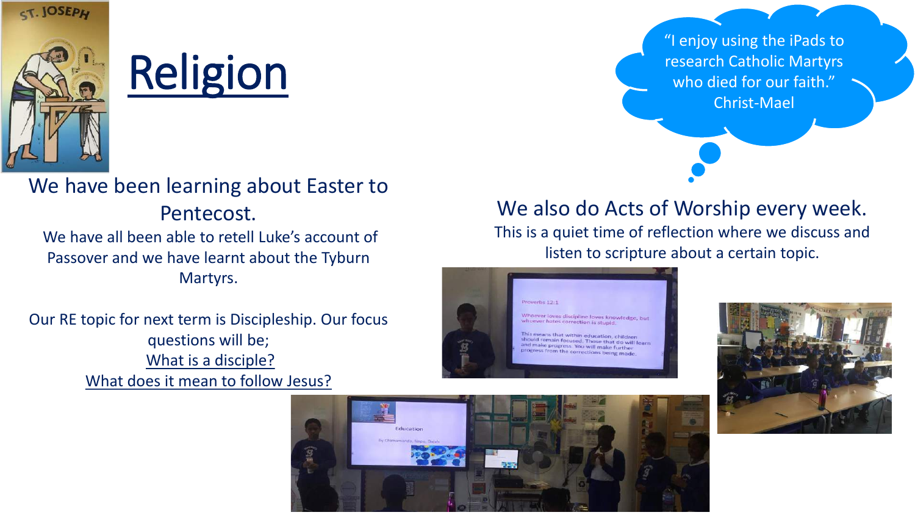# Religion

We have been learning about Easter to Pentecost.

We have all been able to retell Luke's account of Passover and we have learnt about the Tyburn Martyrs.

Our RE topic for next term is Discipleship. Our focus questions will be;

What is a disciple?

What does it mean to follow Jesus?

"I enjoy using the iPads to research Catholic Martyrs who died for our faith."
Christ-Mael

We also do Acts of Worship every week.

This is a quiet time of reflection where we discuss and listen to scripture about a certain topic.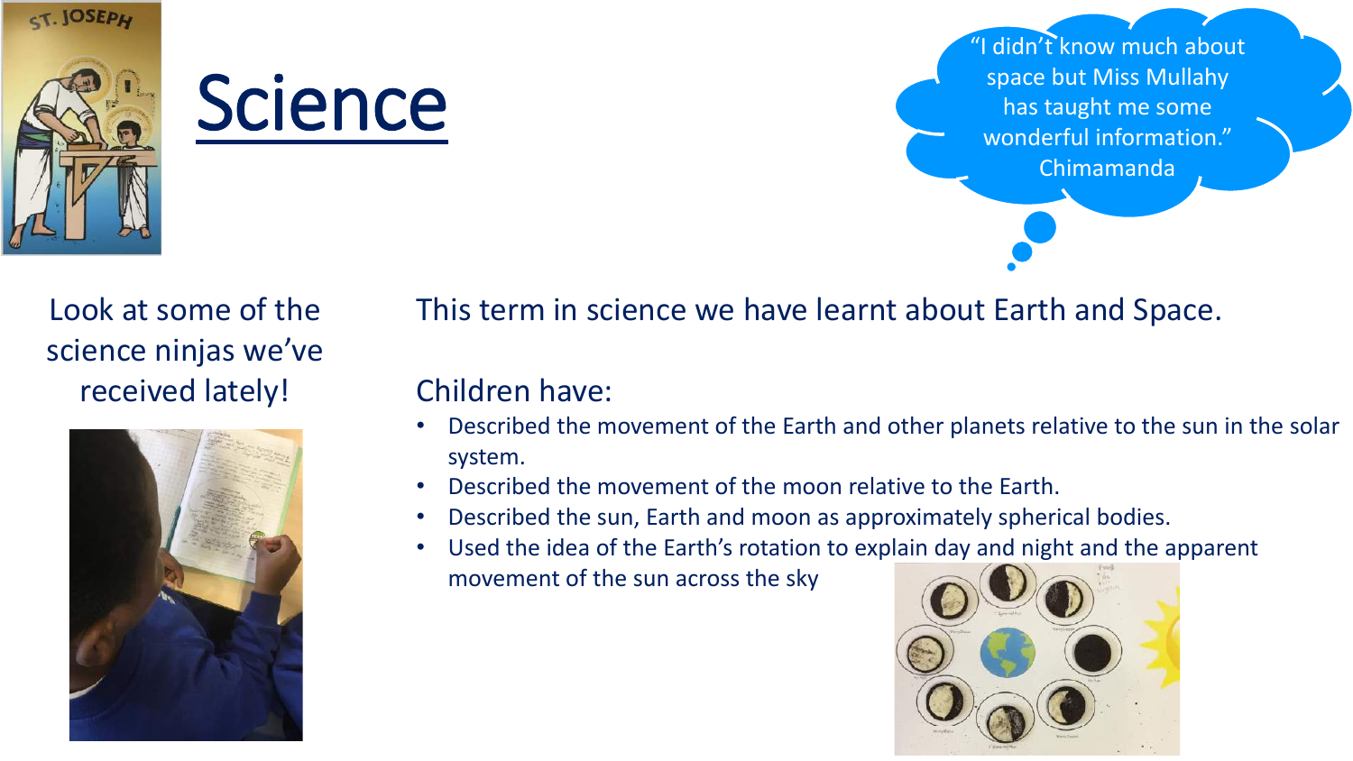# Science

"I didn't know much about space but Miss Mullahy has taught me some wonderful information." Chimamanda

Look at some of the science ninjas we've received lately!

This term in science we have learnt about Earth and Space.

Children have:

- Described the movement of the Earth and other planets relative to the sun in the solar system.
- Described the movement of the moon relative to the Earth.
- Described the sun, Earth and moon as approximately spherical bodies.
- Used the idea of the Earth's rotation to explain day and night and the apparent movement of the sun across the sky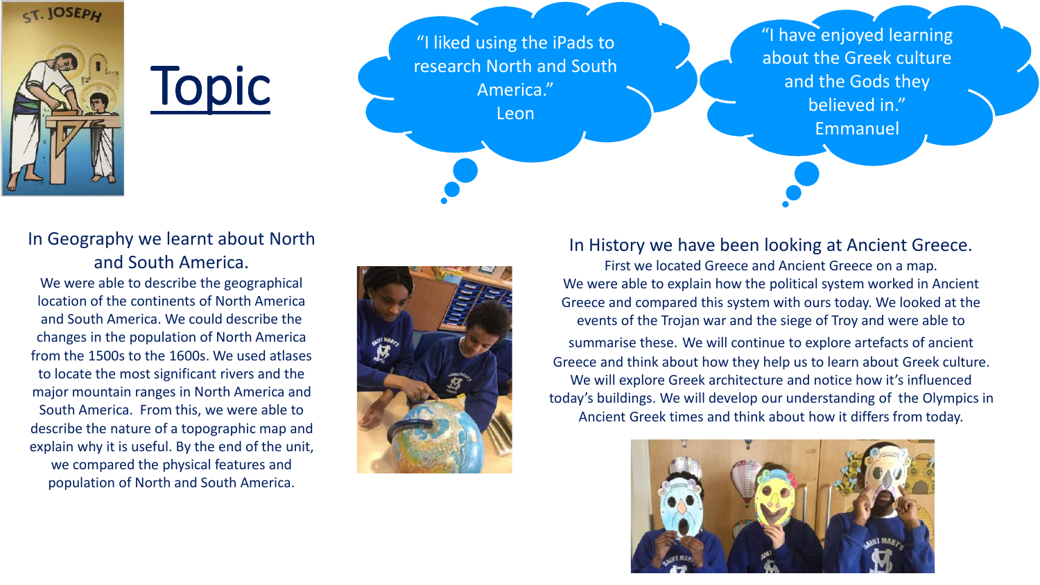# Topic

"I liked using the iPads to research North and South America."
Leon

"I have enjoyed learning about the Greek culture and the Gods they believed in."
Emmanuel

## In Geography we learnt about North and South America.

We were able to describe the geographical location of the continents of North America and South America. We could describe the changes in the population of North America from the 1500s to the 1600s. We used atlases to locate the most significant rivers and the major mountain ranges in North America and South America. From this, we were able to describe the nature of a topographic map and explain why it is useful. By the end of the unit, we compared the physical features and population of North and South America.

## In History we have been looking at Ancient Greece.

First we located Greece and Ancient Greece on a map. We were able to explain how the political system worked in Ancient Greece and compared this system with ours today. We looked at the events of the Trojan war and the siege of Troy and were able to summarise these. We will continue to explore artefacts of ancient Greece and think about how they help us to learn about Greek culture. We will explore Greek architecture and notice how it's influenced today's buildings. We will develop our understanding of the Olympics in Ancient Greek times and think about how it differs from today.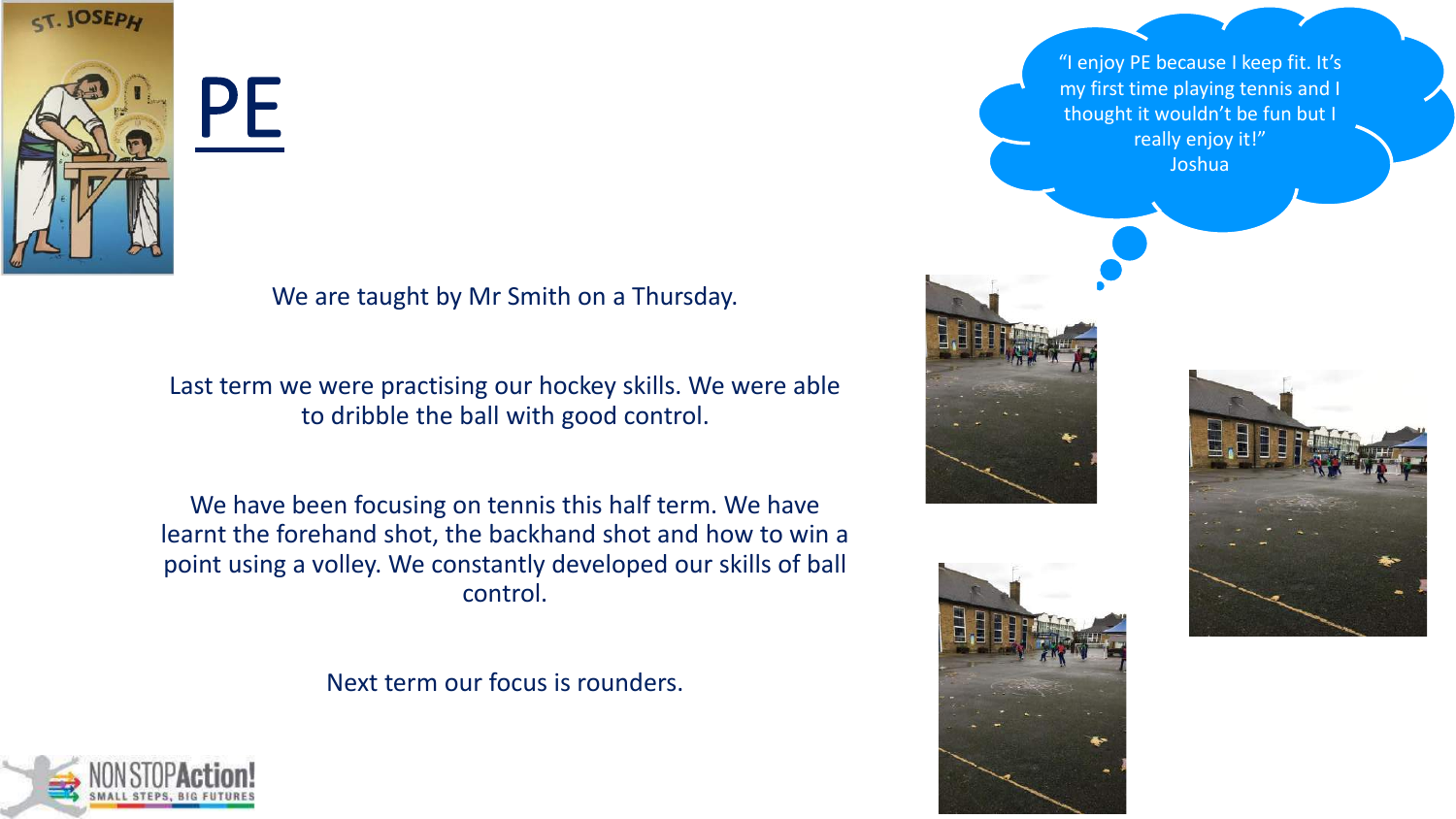# PE

"I enjoy PE because I keep fit. It's my first time playing tennis and I thought it wouldn't be fun but I really enjoy it!"
Joshua

We are taught by Mr Smith on a Thursday.

Last term we were practising our hockey skills. We were able to dribble the ball with good control.

We have been focusing on tennis this half term. We have learnt the forehand shot, the backhand shot and how to win a point using a volley. We constantly developed our skills of ball control.

Next term our focus is rounders.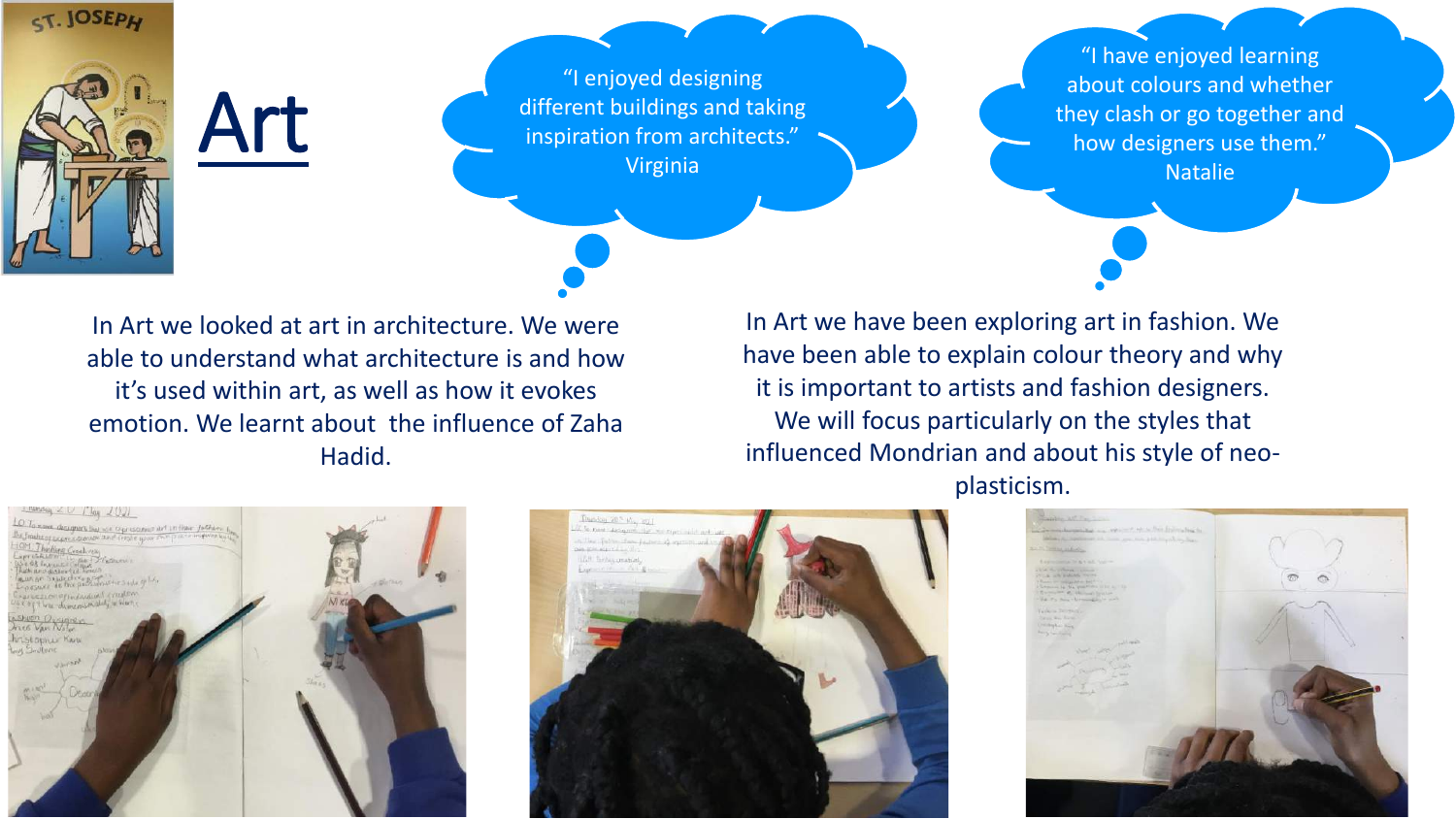# Art

"I enjoyed designing different buildings and taking inspiration from architects."
Virginia

"I have enjoyed learning about colours and whether they clash or go together and how designers use them."
Natalie

In Art we looked at art in architecture. We were able to understand what architecture is and how it's used within art, as well as how it evokes emotion. We learnt about the influence of Zaha Hadid.

In Art we have been exploring art in fashion. We have been able to explain colour theory and why it is important to artists and fashion designers. We will focus particularly on the styles that influenced Mondrian and about his style of neo-plasticism.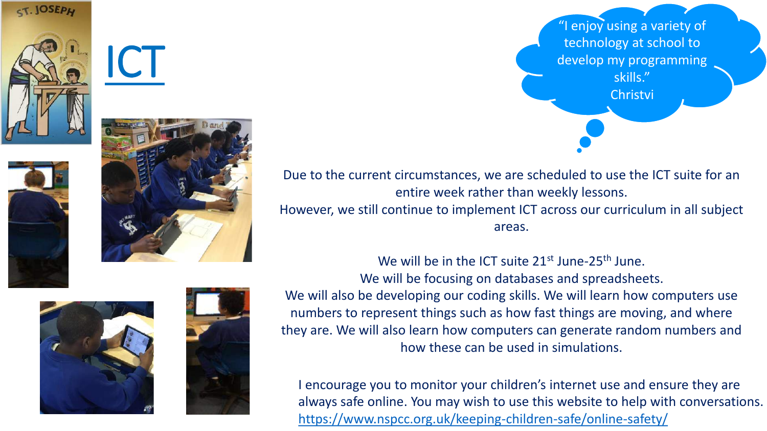# ICT

"I enjoy using a variety of technology at school to develop my programming skills."
Christvi

Due to the current circumstances, we are scheduled to use the ICT suite for an entire week rather than weekly lessons.
However, we still continue to implement ICT across our curriculum in all subject areas.

We will be in the ICT suite 21st June-25th June.
We will be focusing on databases and spreadsheets.
We will also be developing our coding skills. We will learn how computers use numbers to represent things such as how fast things are moving, and where they are. We will also learn how computers can generate random numbers and how these can be used in simulations.

I encourage you to monitor your children's internet use and ensure they are always safe online. You may wish to use this website to help with conversations.
https://www.nspcc.org.uk/keeping-children-safe/online-safety/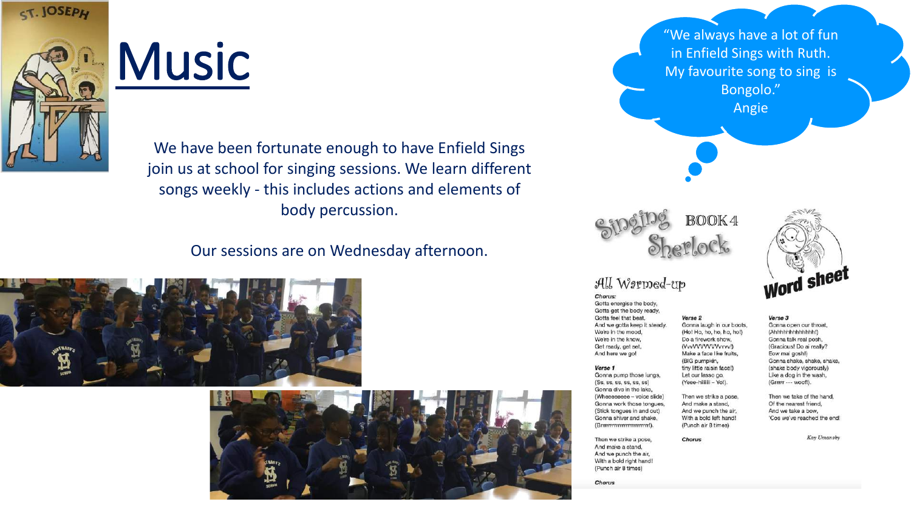# Music

We have been fortunate enough to have Enfield Sings join us at school for singing sessions. We learn different songs weekly - this includes actions and elements of body percussion.

Our sessions are on Wednesday afternoon.

"We always have a lot of fun in Enfield Sings with Ruth. My favourite song to sing is Bongolo."
Angie

Singing Sherlock BOOK 4

Word sheet

## All Warmed-up

*Chorus:*
Gotta energise the body,
Gotta get the body ready,
Gotta feel that beat,
And we gotta keep it steady.
We're in the mood,
We're in the know,
Get ready, get set,
And here we go!

*Verse 1*
Gonna pump those lungs,
(Ss, ss, ss, ss, ss, ss)
Gonna dive in the lake,
(Wheeeeeeee – voice slide)
Gonna work those tongues,
(Stick tongues in and out)
Gonna shiver and shake,
(Brrrrrrrrrrrrrrrrrrrrrrrrl).

Then we strike a pose,
And make a stand,
And we punch the air,
With a bold right hand!
(Punch air 8 times)

*Chorus*

*Verse 2*
Gonna laugh in our boots,
(Ho! Ho, ho, ho, ho, ho!)
Do a firework show,
(VvvVVVVVVVvvvv!)
Make a face like fruits,
(BIG pumpkin,
tiny little raisin face!)
Let our lasso go,
(Yeee-hiiiiii – Yo!).

Then we strike a pose,
And make a stand,
And we punch the air,
With a bold left hand!
(Punch air 8 times)

*Chorus*

*Verse 3*
Gonna open our throat,
(Ahhhhhhhhhhhhhh!)
Gonna talk real posh,
(Gracious! Do ai really?
Eow mai gosh!)
Gonna shake, shake, shake,
(shake body vigorously)
Like a dog in the wash,
(Grrrrr --- woof!).

Then we take of the hand,
Of the nearest friend,
And we take a bow,
'Cos we've reached the end!

*Kay Umansky*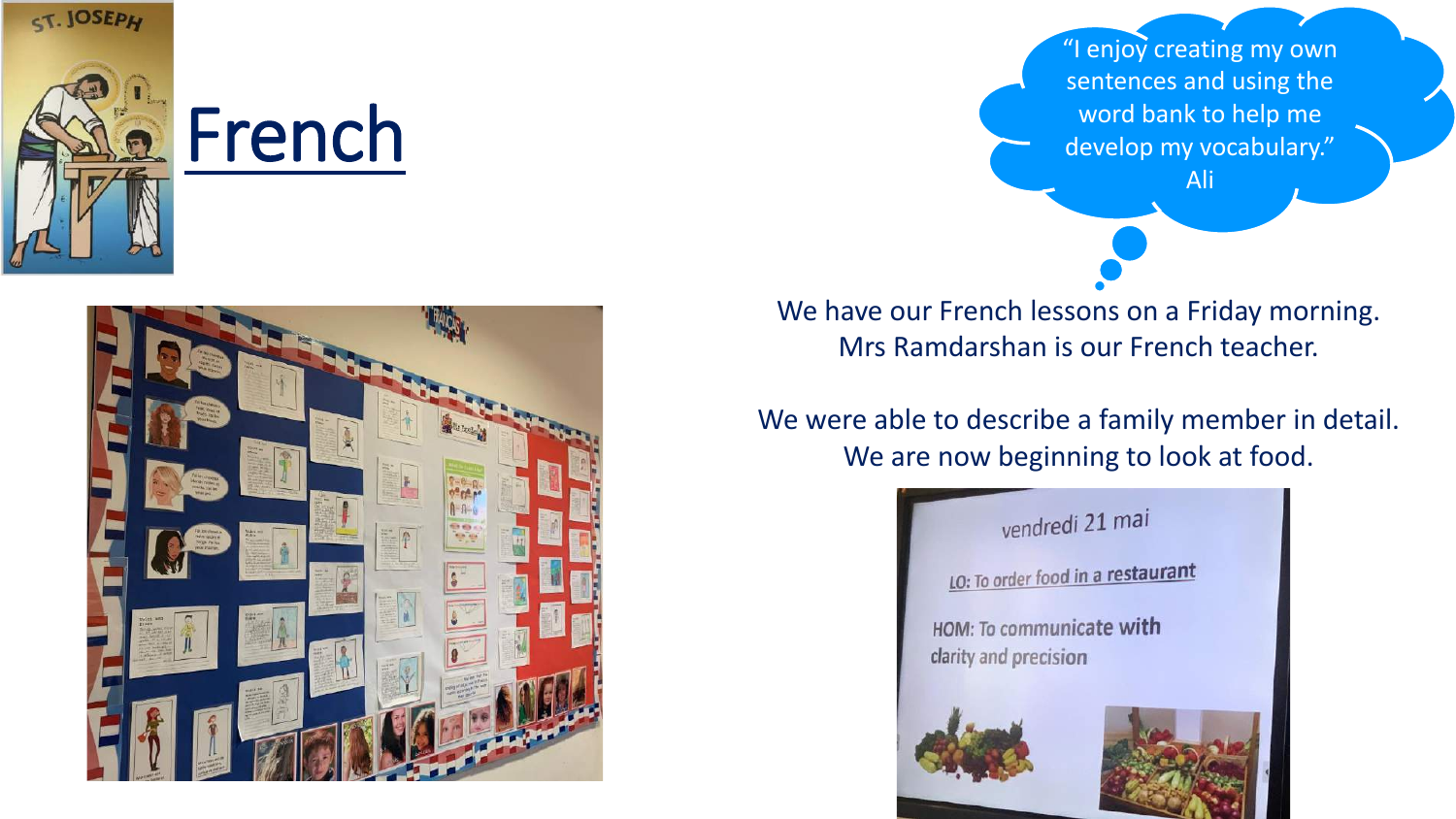# French

"I enjoy creating my own sentences and using the word bank to help me develop my vocabulary."
Ali

We have our French lessons on a Friday morning.
Mrs Ramdarshan is our French teacher.

We were able to describe a family member in detail.
We are now beginning to look at food.

vendredi 21 mai

LO: To order food in a restaurant

HOM: To communicate with clarity and precision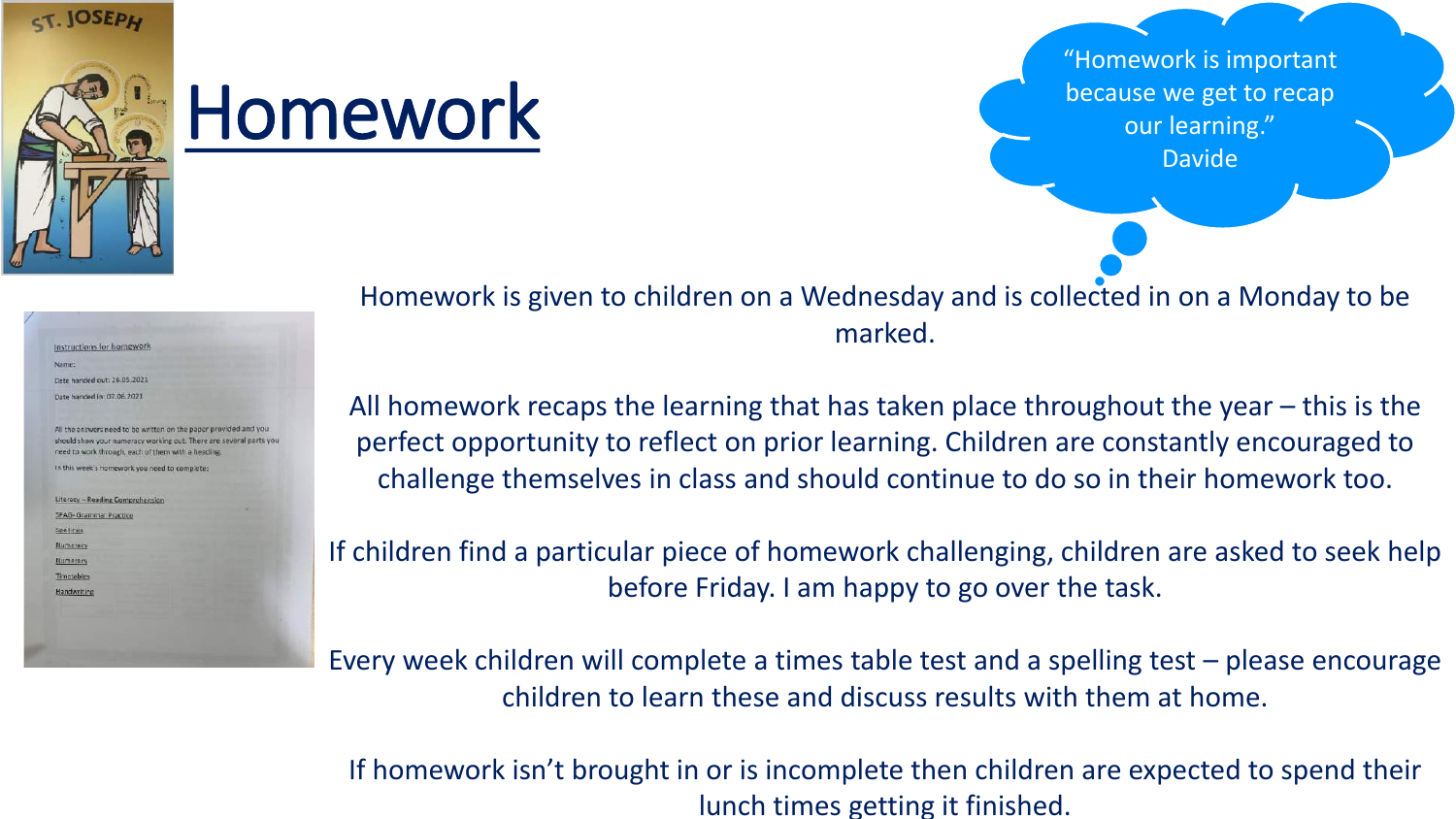# Homework

"Homework is important because we get to recap our learning."
Davide

Homework is given to children on a Wednesday and is collected in on a Monday to be marked.

All homework recaps the learning that has taken place throughout the year – this is the perfect opportunity to reflect on prior learning. Children are constantly encouraged to challenge themselves in class and should continue to do so in their homework too.

If children find a particular piece of homework challenging, children are asked to seek help before Friday. I am happy to go over the task.

Every week children will complete a times table test and a spelling test – please encourage children to learn these and discuss results with them at home.

If homework isn't brought in or is incomplete then children are expected to spend their lunch times getting it finished.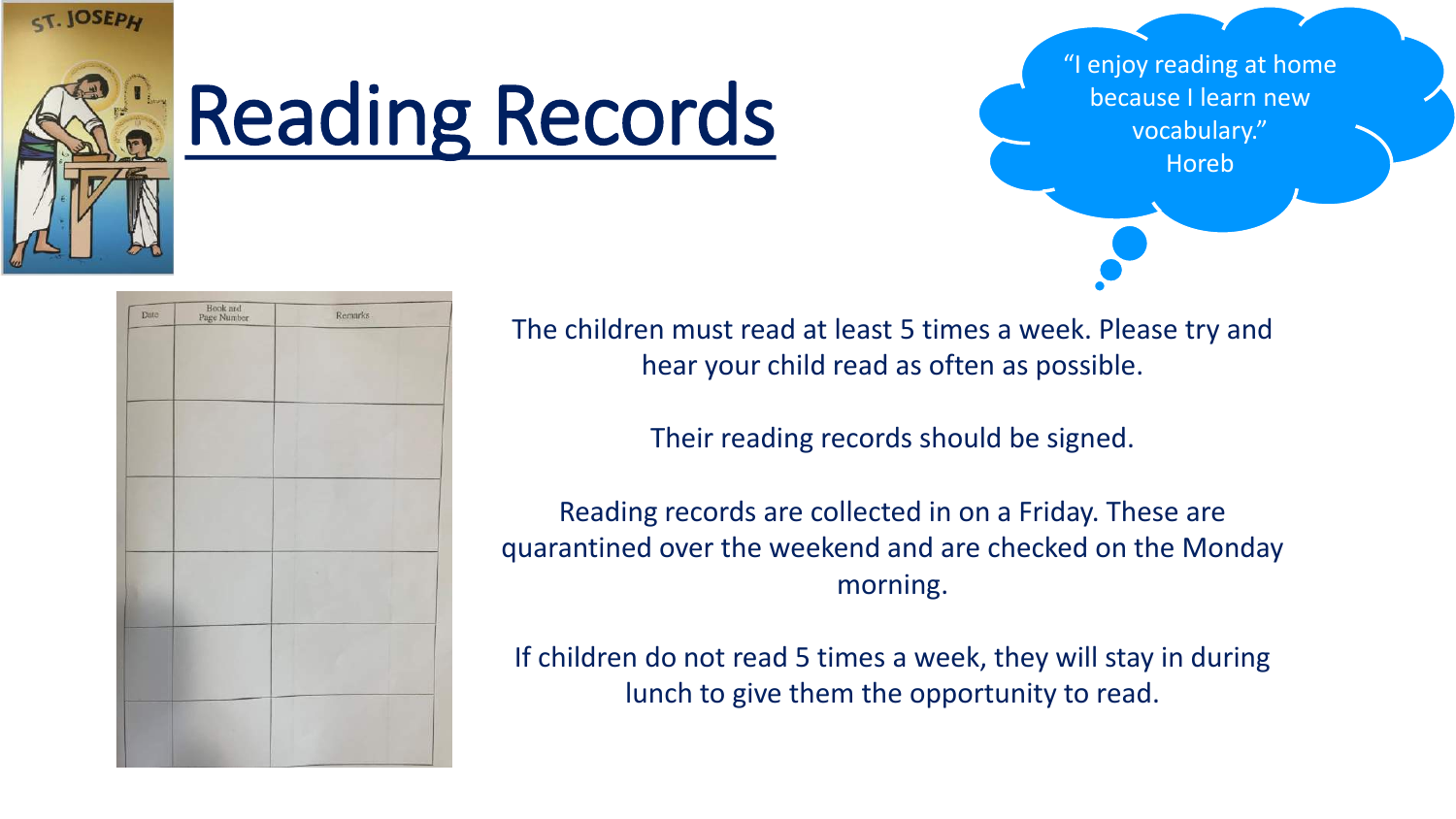# Reading Records

"I enjoy reading at home because I learn new vocabulary."
Horeb

The children must read at least 5 times a week. Please try and hear your child read as often as possible.

Their reading records should be signed.

Reading records are collected in on a Friday. These are quarantined over the weekend and are checked on the Monday morning.

If children do not read 5 times a week, they will stay in during lunch to give them the opportunity to read.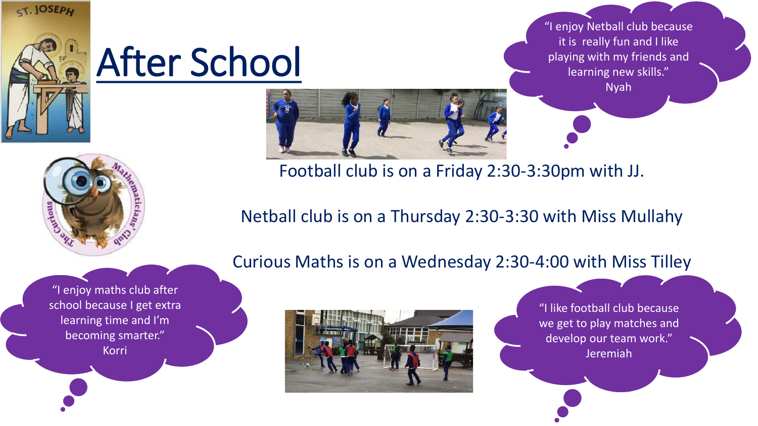# After School

"I enjoy Netball club because it is really fun and I like playing with my friends and learning new skills."
Nyah

Football club is on a Friday 2:30-3:30pm with JJ.

Netball club is on a Thursday 2:30-3:30 with Miss Mullahy

Curious Maths is on a Wednesday 2:30-4:00 with Miss Tilley

"I enjoy maths club after school because I get extra learning time and I'm becoming smarter."
Korri

"I like football club because we get to play matches and develop our team work."
Jeremiah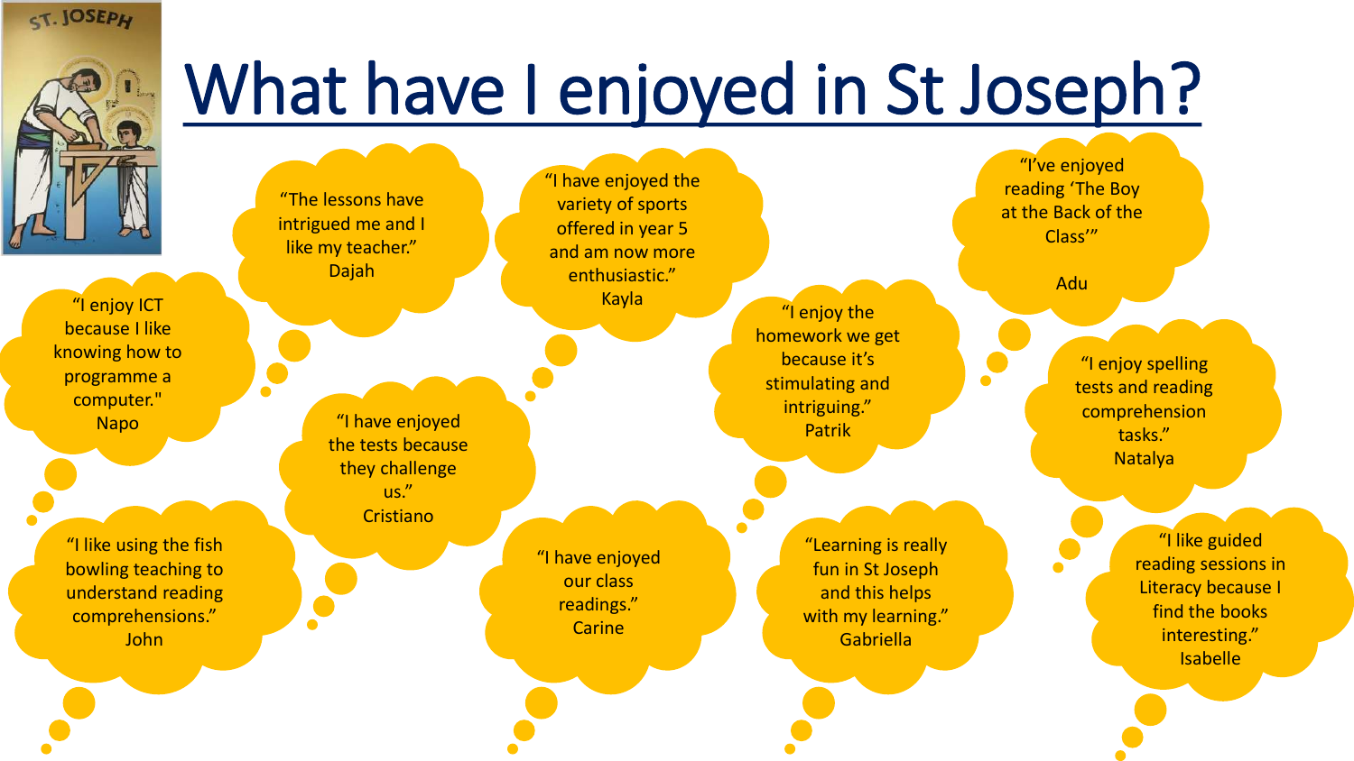# What have I enjoyed in St Joseph?

"The lessons have intrigued me and I like my teacher."
Dajah

"I have enjoyed the variety of sports offered in year 5 and am now more enthusiastic."
Kayla

"I've enjoyed reading 'The Boy at the Back of the Class'"

Adu

"I enjoy ICT because I like knowing how to programme a computer."
Napo

"I enjoy the homework we get because it's stimulating and intriguing."
Patrik

"I have enjoyed the tests because they challenge us."
Cristiano

"I enjoy spelling tests and reading comprehension tasks."
Natalya

"I like using the fish bowling teaching to understand reading comprehensions."
John

"I have enjoyed our class readings."
Carine

"Learning is really fun in St Joseph and this helps with my learning."
Gabriella

"I like guided reading sessions in Literacy because I find the books interesting."
Isabelle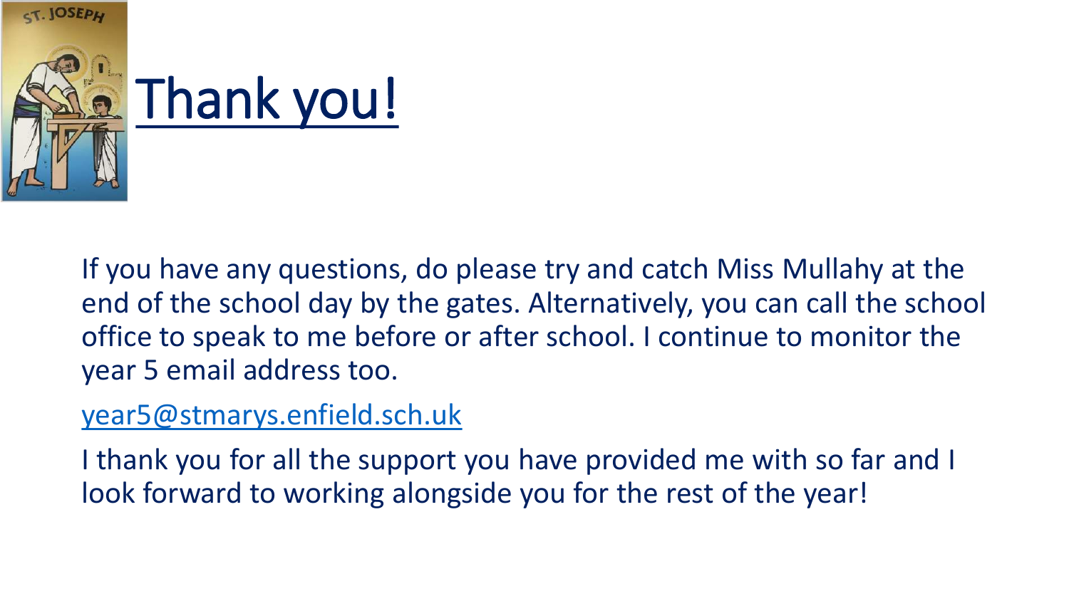# Thank you!

If you have any questions, do please try and catch Miss Mullahy at the end of the school day by the gates. Alternatively, you can call the school office to speak to me before or after school. I continue to monitor the year 5 email address too.

year5@stmarys.enfield.sch.uk

I thank you for all the support you have provided me with so far and I look forward to working alongside you for the rest of the year!